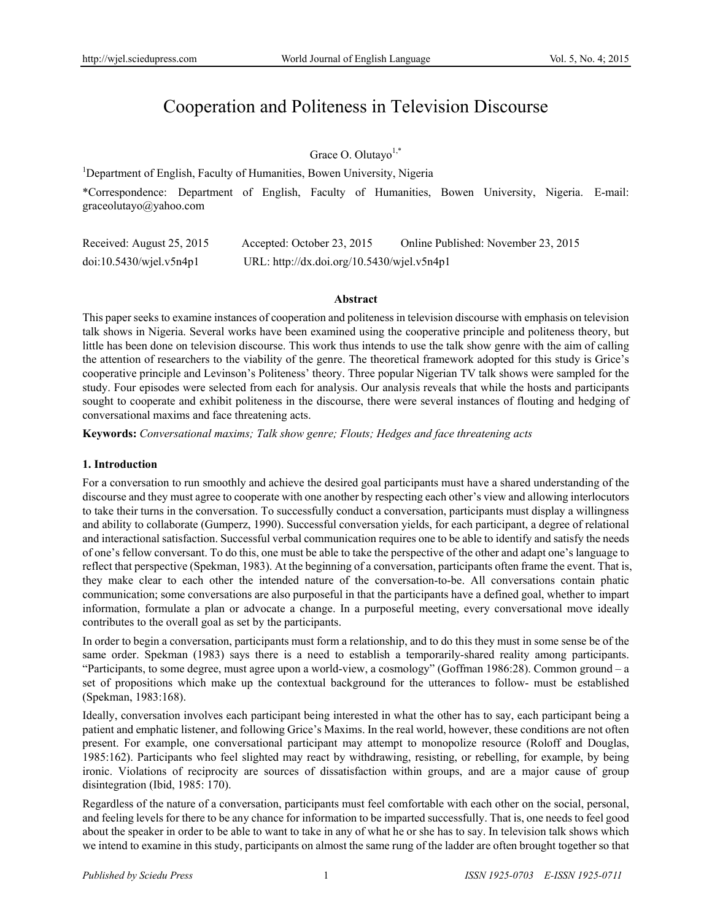# Cooperation and Politeness in Television Discourse

Grace O. Olutayo[1,*]

[1]Department of English, Faculty of Humanities, Bowen University, Nigeria

*Correspondence: Department of English, Faculty of Humanities, Bowen University, Nigeria. E-mail: graceolutayo@yahoo.com

Received: August 25, 2015 Accepted: October 23, 2015 Online Published: November 23, 2015

doi:10.5430/wjel.v5n4p1 URL: http://dx.doi.org/10.5430/wjel.v5n4p1

## Abstract

This paper seeks to examine instances of cooperation and politeness in television discourse with emphasis on television talk shows in Nigeria. Several works have been examined using the cooperative principle and politeness theory, but little has been done on television discourse. This work thus intends to use the talk show genre with the aim of calling the attention of researchers to the viability of the genre. The theoretical framework adopted for this study is Grice's cooperative principle and Levinson's Politeness' theory. Three popular Nigerian TV talk shows were sampled for the study. Four episodes were selected from each for analysis. Our analysis reveals that while the hosts and participants sought to cooperate and exhibit politeness in the discourse, there were several instances of flouting and hedging of conversational maxims and face threatening acts.

**Keywords:** *Conversational maxims; Talk show genre; Flouts; Hedges and face threatening acts*

## 1. Introduction

For a conversation to run smoothly and achieve the desired goal participants must have a shared understanding of the discourse and they must agree to cooperate with one another by respecting each other's view and allowing interlocutors to take their turns in the conversation. To successfully conduct a conversation, participants must display a willingness and ability to collaborate (Gumperz, 1990). Successful conversation yields, for each participant, a degree of relational and interactional satisfaction. Successful verbal communication requires one to be able to identify and satisfy the needs of one's fellow conversant. To do this, one must be able to take the perspective of the other and adapt one's language to reflect that perspective (Spekman, 1983). At the beginning of a conversation, participants often frame the event. That is, they make clear to each other the intended nature of the conversation-to-be. All conversations contain phatic communication; some conversations are also purposeful in that the participants have a defined goal, whether to impart information, formulate a plan or advocate a change. In a purposeful meeting, every conversational move ideally contributes to the overall goal as set by the participants.

In order to begin a conversation, participants must form a relationship, and to do this they must in some sense be of the same order. Spekman (1983) says there is a need to establish a temporarily-shared reality among participants. "Participants, to some degree, must agree upon a world-view, a cosmology" (Goffman 1986:28). Common ground – a set of propositions which make up the contextual background for the utterances to follow- must be established (Spekman, 1983:168).

Ideally, conversation involves each participant being interested in what the other has to say, each participant being a patient and emphatic listener, and following Grice's Maxims. In the real world, however, these conditions are not often present. For example, one conversational participant may attempt to monopolize resource (Roloff and Douglas, 1985:162). Participants who feel slighted may react by withdrawing, resisting, or rebelling, for example, by being ironic. Violations of reciprocity are sources of dissatisfaction within groups, and are a major cause of group disintegration (Ibid, 1985: 170).

Regardless of the nature of a conversation, participants must feel comfortable with each other on the social, personal, and feeling levels for there to be any chance for information to be imparted successfully. That is, one needs to feel good about the speaker in order to be able to want to take in any of what he or she has to say. In television talk shows which we intend to examine in this study, participants on almost the same rung of the ladder are often brought together so that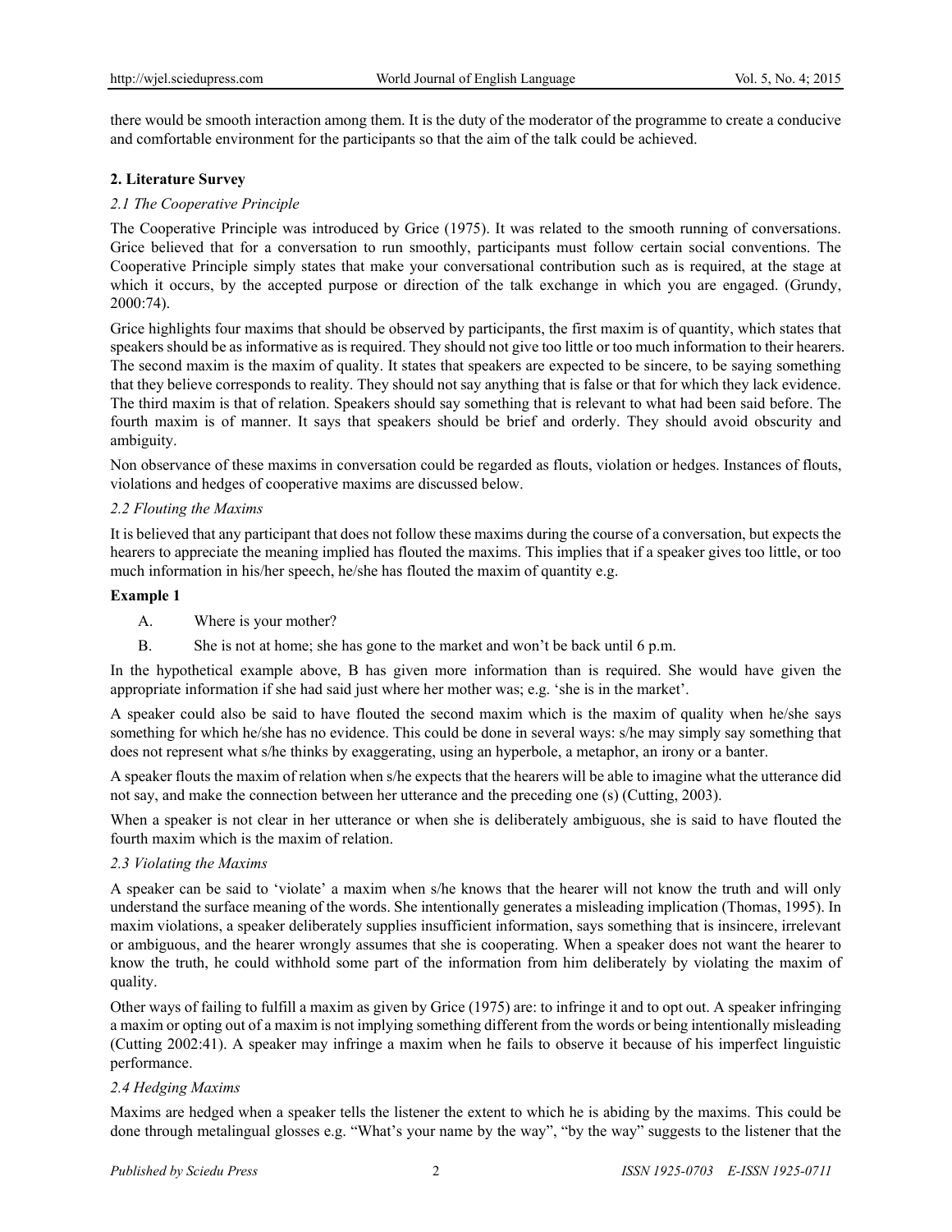there would be smooth interaction among them. It is the duty of the moderator of the programme to create a conducive and comfortable environment for the participants so that the aim of the talk could be achieved.

## 2. Literature Survey

### *2.1 The Cooperative Principle*

The Cooperative Principle was introduced by Grice (1975). It was related to the smooth running of conversations. Grice believed that for a conversation to run smoothly, participants must follow certain social conventions. The Cooperative Principle simply states that make your conversational contribution such as is required, at the stage at which it occurs, by the accepted purpose or direction of the talk exchange in which you are engaged. (Grundy, 2000:74).

Grice highlights four maxims that should be observed by participants, the first maxim is of quantity, which states that speakers should be as informative as is required. They should not give too little or too much information to their hearers. The second maxim is the maxim of quality. It states that speakers are expected to be sincere, to be saying something that they believe corresponds to reality. They should not say anything that is false or that for which they lack evidence. The third maxim is that of relation. Speakers should say something that is relevant to what had been said before. The fourth maxim is of manner. It says that speakers should be brief and orderly. They should avoid obscurity and ambiguity.

Non observance of these maxims in conversation could be regarded as flouts, violation or hedges. Instances of flouts, violations and hedges of cooperative maxims are discussed below.

### *2.2 Flouting the Maxims*

It is believed that any participant that does not follow these maxims during the course of a conversation, but expects the hearers to appreciate the meaning implied has flouted the maxims. This implies that if a speaker gives too little, or too much information in his/her speech, he/she has flouted the maxim of quantity e.g.

**Example 1**

A. Where is your mother?

B. She is not at home; she has gone to the market and won't be back until 6 p.m.

In the hypothetical example above, B has given more information than is required. She would have given the appropriate information if she had said just where her mother was; e.g. 'she is in the market'.

A speaker could also be said to have flouted the second maxim which is the maxim of quality when he/she says something for which he/she has no evidence. This could be done in several ways: s/he may simply say something that does not represent what s/he thinks by exaggerating, using an hyperbole, a metaphor, an irony or a banter.

A speaker flouts the maxim of relation when s/he expects that the hearers will be able to imagine what the utterance did not say, and make the connection between her utterance and the preceding one (s) (Cutting, 2003).

When a speaker is not clear in her utterance or when she is deliberately ambiguous, she is said to have flouted the fourth maxim which is the maxim of relation.

### *2.3 Violating the Maxims*

A speaker can be said to 'violate' a maxim when s/he knows that the hearer will not know the truth and will only understand the surface meaning of the words. She intentionally generates a misleading implication (Thomas, 1995). In maxim violations, a speaker deliberately supplies insufficient information, says something that is insincere, irrelevant or ambiguous, and the hearer wrongly assumes that she is cooperating. When a speaker does not want the hearer to know the truth, he could withhold some part of the information from him deliberately by violating the maxim of quality.

Other ways of failing to fulfill a maxim as given by Grice (1975) are: to infringe it and to opt out. A speaker infringing a maxim or opting out of a maxim is not implying something different from the words or being intentionally misleading (Cutting 2002:41). A speaker may infringe a maxim when he fails to observe it because of his imperfect linguistic performance.

### *2.4 Hedging Maxims*

Maxims are hedged when a speaker tells the listener the extent to which he is abiding by the maxims. This could be done through metalingual glosses e.g. "What's your name by the way", "by the way" suggests to the listener that the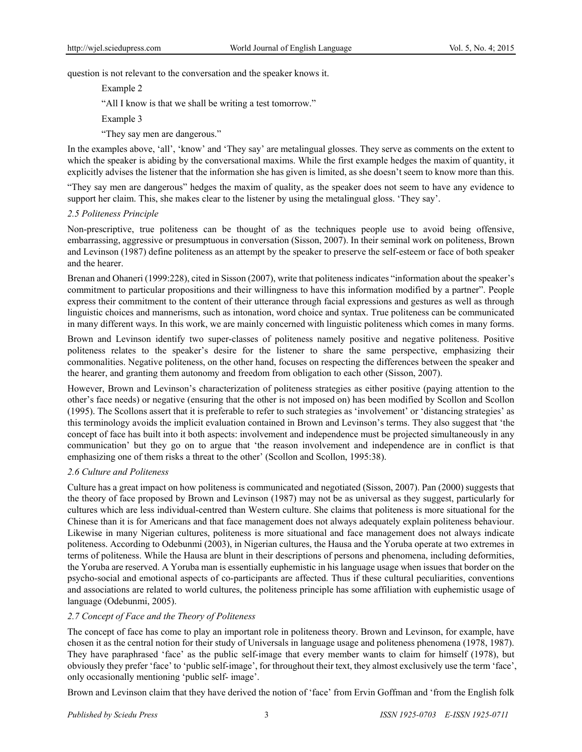question is not relevant to the conversation and the speaker knows it.

Example 2

"All I know is that we shall be writing a test tomorrow."

Example 3

"They say men are dangerous."

In the examples above, 'all', 'know' and 'They say' are metalingual glosses. They serve as comments on the extent to which the speaker is abiding by the conversational maxims. While the first example hedges the maxim of quantity, it explicitly advises the listener that the information she has given is limited, as she doesn't seem to know more than this.

"They say men are dangerous" hedges the maxim of quality, as the speaker does not seem to have any evidence to support her claim. This, she makes clear to the listener by using the metalingual gloss. 'They say'.

### *2.5 Politeness Principle*

Non-prescriptive, true politeness can be thought of as the techniques people use to avoid being offensive, embarrassing, aggressive or presumptuous in conversation (Sisson, 2007). In their seminal work on politeness, Brown and Levinson (1987) define politeness as an attempt by the speaker to preserve the self-esteem or face of both speaker and the hearer.

Brenan and Ohaneri (1999:228), cited in Sisson (2007), write that politeness indicates "information about the speaker's commitment to particular propositions and their willingness to have this information modified by a partner". People express their commitment to the content of their utterance through facial expressions and gestures as well as through linguistic choices and mannerisms, such as intonation, word choice and syntax. True politeness can be communicated in many different ways. In this work, we are mainly concerned with linguistic politeness which comes in many forms.

Brown and Levinson identify two super-classes of politeness namely positive and negative politeness. Positive politeness relates to the speaker's desire for the listener to share the same perspective, emphasizing their commonalities. Negative politeness, on the other hand, focuses on respecting the differences between the speaker and the hearer, and granting them autonomy and freedom from obligation to each other (Sisson, 2007).

However, Brown and Levinson's characterization of politeness strategies as either positive (paying attention to the other's face needs) or negative (ensuring that the other is not imposed on) has been modified by Scollon and Scollon (1995). The Scollons assert that it is preferable to refer to such strategies as 'involvement' or 'distancing strategies' as this terminology avoids the implicit evaluation contained in Brown and Levinson's terms. They also suggest that 'the concept of face has built into it both aspects: involvement and independence must be projected simultaneously in any communication' but they go on to argue that 'the reason involvement and independence are in conflict is that emphasizing one of them risks a threat to the other' (Scollon and Scollon, 1995:38).

### *2.6 Culture and Politeness*

Culture has a great impact on how politeness is communicated and negotiated (Sisson, 2007). Pan (2000) suggests that the theory of face proposed by Brown and Levinson (1987) may not be as universal as they suggest, particularly for cultures which are less individual-centred than Western culture. She claims that politeness is more situational for the Chinese than it is for Americans and that face management does not always adequately explain politeness behaviour. Likewise in many Nigerian cultures, politeness is more situational and face management does not always indicate politeness. According to Odebunmi (2003), in Nigerian cultures, the Hausa and the Yoruba operate at two extremes in terms of politeness. While the Hausa are blunt in their descriptions of persons and phenomena, including deformities, the Yoruba are reserved. A Yoruba man is essentially euphemistic in his language usage when issues that border on the psycho-social and emotional aspects of co-participants are affected. Thus if these cultural peculiarities, conventions and associations are related to world cultures, the politeness principle has some affiliation with euphemistic usage of language (Odebunmi, 2005).

### *2.7 Concept of Face and the Theory of Politeness*

The concept of face has come to play an important role in politeness theory. Brown and Levinson, for example, have chosen it as the central notion for their study of Universals in language usage and politeness phenomena (1978, 1987). They have paraphrased 'face' as the public self-image that every member wants to claim for himself (1978), but obviously they prefer 'face' to 'public self-image', for throughout their text, they almost exclusively use the term 'face', only occasionally mentioning 'public self- image'.

Brown and Levinson claim that they have derived the notion of 'face' from Ervin Goffman and 'from the English folk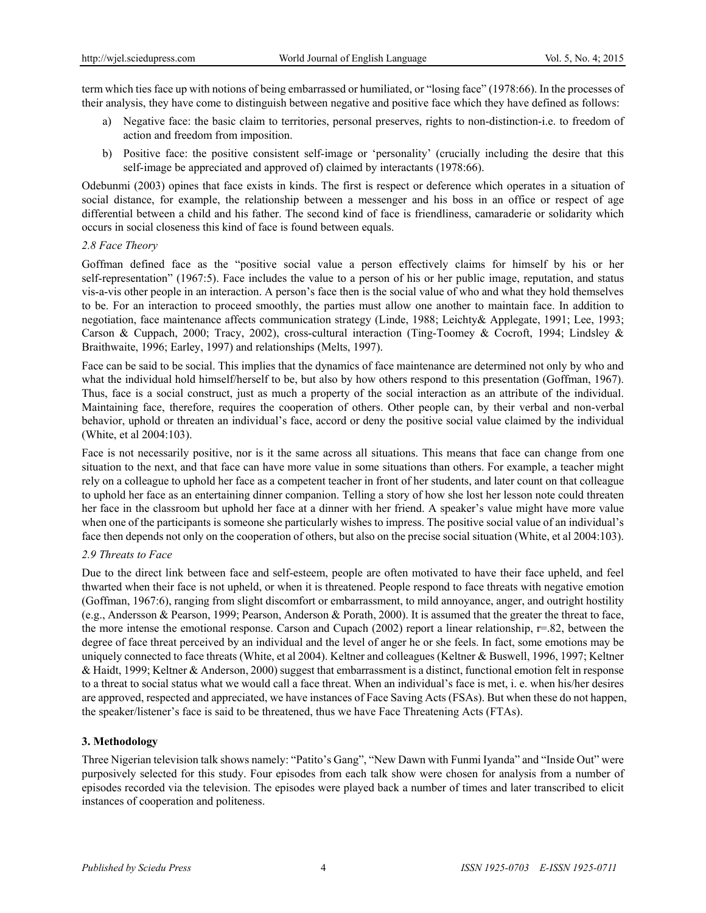term which ties face up with notions of being embarrassed or humiliated, or "losing face" (1978:66). In the processes of their analysis, they have come to distinguish between negative and positive face which they have defined as follows:

a) Negative face: the basic claim to territories, personal preserves, rights to non-distinction-i.e. to freedom of action and freedom from imposition.

b) Positive face: the positive consistent self-image or 'personality' (crucially including the desire that this self-image be appreciated and approved of) claimed by interactants (1978:66).

Odebunmi (2003) opines that face exists in kinds. The first is respect or deference which operates in a situation of social distance, for example, the relationship between a messenger and his boss in an office or respect of age differential between a child and his father. The second kind of face is friendliness, camaraderie or solidarity which occurs in social closeness this kind of face is found between equals.

### *2.8 Face Theory*

Goffman defined face as the "positive social value a person effectively claims for himself by his or her self-representation" (1967:5). Face includes the value to a person of his or her public image, reputation, and status vis-a-vis other people in an interaction. A person's face then is the social value of who and what they hold themselves to be. For an interaction to proceed smoothly, the parties must allow one another to maintain face. In addition to negotiation, face maintenance affects communication strategy (Linde, 1988; Leichty& Applegate, 1991; Lee, 1993; Carson & Cuppach, 2000; Tracy, 2002), cross-cultural interaction (Ting-Toomey & Cocroft, 1994; Lindsley & Braithwaite, 1996; Earley, 1997) and relationships (Melts, 1997).

Face can be said to be social. This implies that the dynamics of face maintenance are determined not only by who and what the individual hold himself/herself to be, but also by how others respond to this presentation (Goffman, 1967). Thus, face is a social construct, just as much a property of the social interaction as an attribute of the individual. Maintaining face, therefore, requires the cooperation of others. Other people can, by their verbal and non-verbal behavior, uphold or threaten an individual's face, accord or deny the positive social value claimed by the individual (White, et al 2004:103).

Face is not necessarily positive, nor is it the same across all situations. This means that face can change from one situation to the next, and that face can have more value in some situations than others. For example, a teacher might rely on a colleague to uphold her face as a competent teacher in front of her students, and later count on that colleague to uphold her face as an entertaining dinner companion. Telling a story of how she lost her lesson note could threaten her face in the classroom but uphold her face at a dinner with her friend. A speaker's value might have more value when one of the participants is someone she particularly wishes to impress. The positive social value of an individual's face then depends not only on the cooperation of others, but also on the precise social situation (White, et al 2004:103).

### *2.9 Threats to Face*

Due to the direct link between face and self-esteem, people are often motivated to have their face upheld, and feel thwarted when their face is not upheld, or when it is threatened. People respond to face threats with negative emotion (Goffman, 1967:6), ranging from slight discomfort or embarrassment, to mild annoyance, anger, and outright hostility (e.g., Andersson & Pearson, 1999; Pearson, Anderson & Porath, 2000). It is assumed that the greater the threat to face, the more intense the emotional response. Carson and Cupach (2002) report a linear relationship, $r=.82$, between the degree of face threat perceived by an individual and the level of anger he or she feels. In fact, some emotions may be uniquely connected to face threats (White, et al 2004). Keltner and colleagues (Keltner & Buswell, 1996, 1997; Keltner & Haidt, 1999; Keltner & Anderson, 2000) suggest that embarrassment is a distinct, functional emotion felt in response to a threat to social status what we would call a face threat. When an individual's face is met, i. e. when his/her desires are approved, respected and appreciated, we have instances of Face Saving Acts (FSAs). But when these do not happen, the speaker/listener's face is said to be threatened, thus we have Face Threatening Acts (FTAs).

## 3. Methodology

Three Nigerian television talk shows namely: "Patito's Gang", "New Dawn with Funmi Iyanda" and "Inside Out" were purposively selected for this study. Four episodes from each talk show were chosen for analysis from a number of episodes recorded via the television. The episodes were played back a number of times and later transcribed to elicit instances of cooperation and politeness.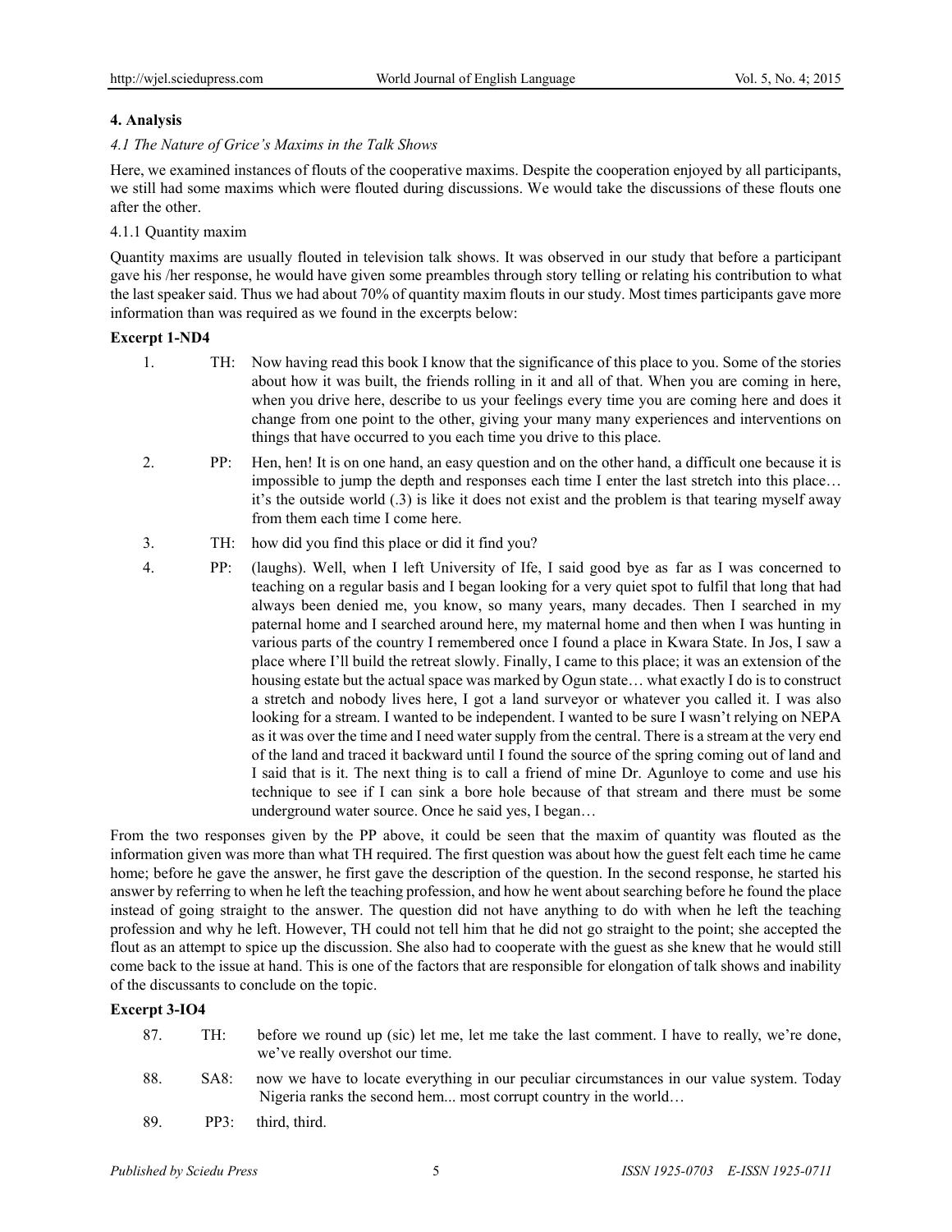## 4. Analysis

### *4.1 The Nature of Grice's Maxims in the Talk Shows*

Here, we examined instances of flouts of the cooperative maxims. Despite the cooperation enjoyed by all participants, we still had some maxims which were flouted during discussions. We would take the discussions of these flouts one after the other.

#### 4.1.1 Quantity maxim

Quantity maxims are usually flouted in television talk shows. It was observed in our study that before a participant gave his /her response, he would have given some preambles through story telling or relating his contribution to what the last speaker said. Thus we had about 70% of quantity maxim flouts in our study. Most times participants gave more information than was required as we found in the excerpts below:

**Excerpt 1-ND4**

1. TH: Now having read this book I know that the significance of this place to you. Some of the stories about how it was built, the friends rolling in it and all of that. When you are coming in here, when you drive here, describe to us your feelings every time you are coming here and does it change from one point to the other, giving your many many experiences and interventions on things that have occurred to you each time you drive to this place.

2. PP: Hen, hen! It is on one hand, an easy question and on the other hand, a difficult one because it is impossible to jump the depth and responses each time I enter the last stretch into this place… it's the outside world (.3) is like it does not exist and the problem is that tearing myself away from them each time I come here.

3. TH: how did you find this place or did it find you?

4. PP: (laughs). Well, when I left University of Ife, I said good bye as far as I was concerned to teaching on a regular basis and I began looking for a very quiet spot to fulfil that long that had always been denied me, you know, so many years, many decades. Then I searched in my paternal home and I searched around here, my maternal home and then when I was hunting in various parts of the country I remembered once I found a place in Kwara State. In Jos, I saw a place where I'll build the retreat slowly. Finally, I came to this place; it was an extension of the housing estate but the actual space was marked by Ogun state… what exactly I do is to construct a stretch and nobody lives here, I got a land surveyor or whatever you called it. I was also looking for a stream. I wanted to be independent. I wanted to be sure I wasn't relying on NEPA as it was over the time and I need water supply from the central. There is a stream at the very end of the land and traced it backward until I found the source of the spring coming out of land and I said that is it. The next thing is to call a friend of mine Dr. Agunloye to come and use his technique to see if I can sink a bore hole because of that stream and there must be some underground water source. Once he said yes, I began…

From the two responses given by the PP above, it could be seen that the maxim of quantity was flouted as the information given was more than what TH required. The first question was about how the guest felt each time he came home; before he gave the answer, he first gave the description of the question. In the second response, he started his answer by referring to when he left the teaching profession, and how he went about searching before he found the place instead of going straight to the answer. The question did not have anything to do with when he left the teaching profession and why he left. However, TH could not tell him that he did not go straight to the point; she accepted the flout as an attempt to spice up the discussion. She also had to cooperate with the guest as she knew that he would still come back to the issue at hand. This is one of the factors that are responsible for elongation of talk shows and inability of the discussants to conclude on the topic.

**Excerpt 3-IO4**

87. TH: before we round up (sic) let me, let me take the last comment. I have to really, we're done, we've really overshot our time.

88. SA8: now we have to locate everything in our peculiar circumstances in our value system. Today Nigeria ranks the second hem... most corrupt country in the world…

89. PP3: third, third.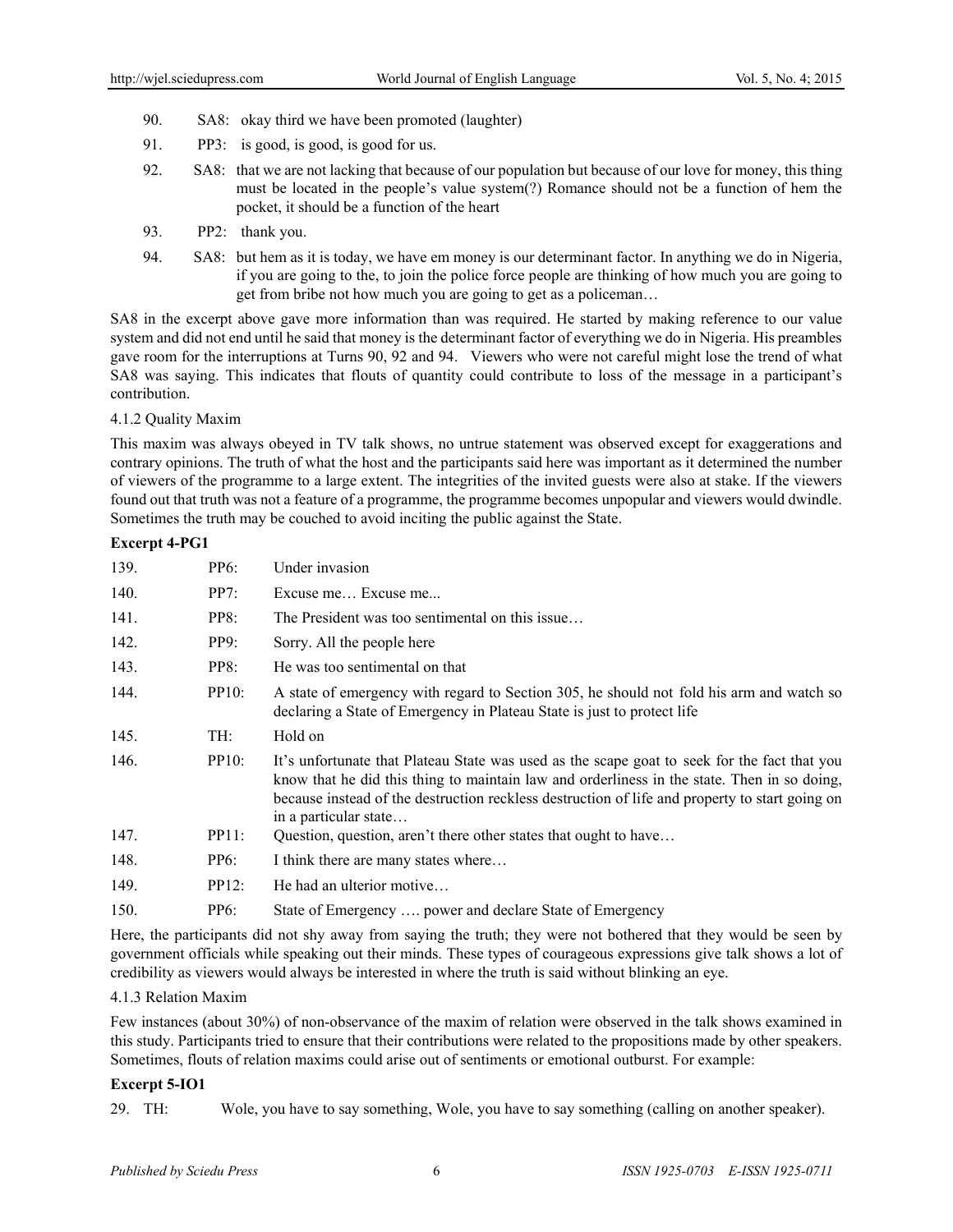90. SA8: okay third we have been promoted (laughter)

91. PP3: is good, is good, is good for us.

92. SA8: that we are not lacking that because of our population but because of our love for money, this thing must be located in the people's value system(?) Romance should not be a function of hem the pocket, it should be a function of the heart

93. PP2: thank you.

94. SA8: but hem as it is today, we have em money is our determinant factor. In anything we do in Nigeria, if you are going to the, to join the police force people are thinking of how much you are going to get from bribe not how much you are going to get as a policeman…

SA8 in the excerpt above gave more information than was required. He started by making reference to our value system and did not end until he said that money is the determinant factor of everything we do in Nigeria. His preambles gave room for the interruptions at Turns 90, 92 and 94. Viewers who were not careful might lose the trend of what SA8 was saying. This indicates that flouts of quantity could contribute to loss of the message in a participant's contribution.

4.1.2 Quality Maxim

This maxim was always obeyed in TV talk shows, no untrue statement was observed except for exaggerations and contrary opinions. The truth of what the host and the participants said here was important as it determined the number of viewers of the programme to a large extent. The integrities of the invited guests were also at stake. If the viewers found out that truth was not a feature of a programme, the programme becomes unpopular and viewers would dwindle. Sometimes the truth may be couched to avoid inciting the public against the State.

**Excerpt 4-PG1**

| | | |
|---|---|---|
| 139. | PP6: | Under invasion |
| 140. | PP7: | Excuse me… Excuse me... |
| 141. | PP8: | The President was too sentimental on this issue… |
| 142. | PP9: | Sorry. All the people here |
| 143. | PP8: | He was too sentimental on that |
| 144. | PP10: | A state of emergency with regard to Section 305, he should not fold his arm and watch so declaring a State of Emergency in Plateau State is just to protect life |
| 145. | TH: | Hold on |
| 146. | PP10: | It's unfortunate that Plateau State was used as the scape goat to seek for the fact that you know that he did this thing to maintain law and orderliness in the state. Then in so doing, because instead of the destruction reckless destruction of life and property to start going on in a particular state… |
| 147. | PP11: | Question, question, aren't there other states that ought to have… |
| 148. | PP6: | I think there are many states where… |
| 149. | PP12: | He had an ulterior motive… |
| 150. | PP6: | State of Emergency …. power and declare State of Emergency |

Here, the participants did not shy away from saying the truth; they were not bothered that they would be seen by government officials while speaking out their minds. These types of courageous expressions give talk shows a lot of credibility as viewers would always be interested in where the truth is said without blinking an eye.

4.1.3 Relation Maxim

Few instances (about 30%) of non-observance of the maxim of relation were observed in the talk shows examined in this study. Participants tried to ensure that their contributions were related to the propositions made by other speakers. Sometimes, flouts of relation maxims could arise out of sentiments or emotional outburst. For example:

**Excerpt 5-IO1**

29. TH: Wole, you have to say something, Wole, you have to say something (calling on another speaker).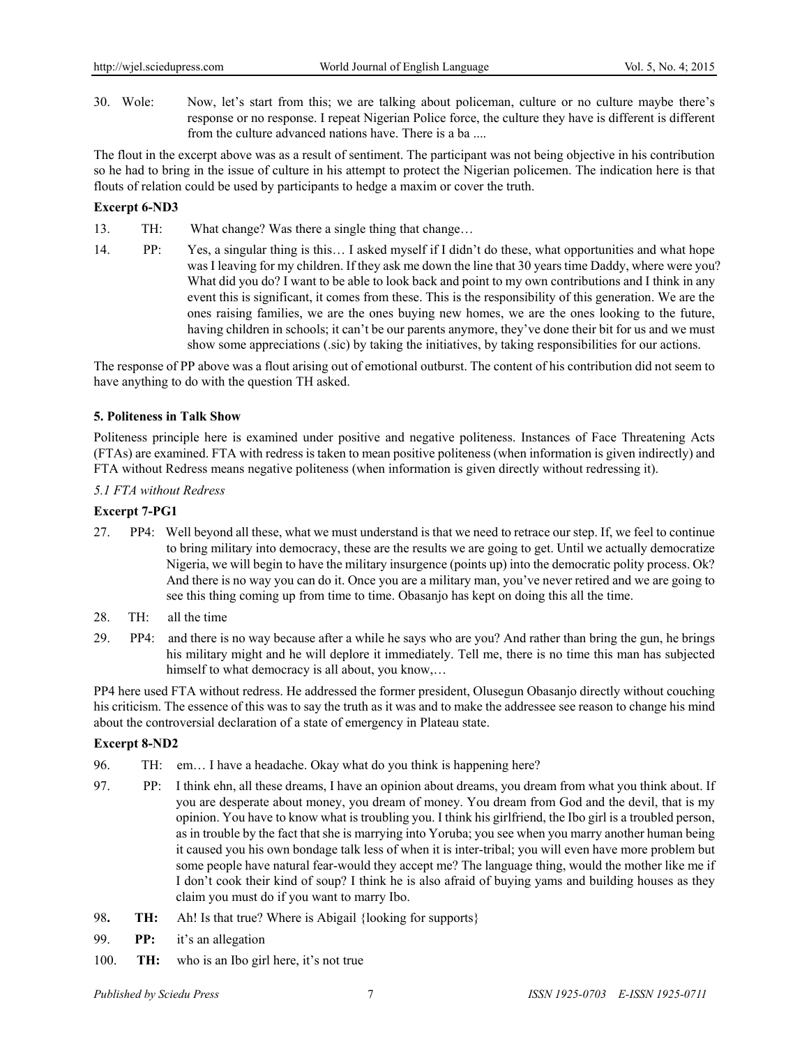30. Wole: Now, let's start from this; we are talking about policeman, culture or no culture maybe there's response or no response. I repeat Nigerian Police force, the culture they have is different is different from the culture advanced nations have. There is a ba ....

The flout in the excerpt above was as a result of sentiment. The participant was not being objective in his contribution so he had to bring in the issue of culture in his attempt to protect the Nigerian policemen. The indication here is that flouts of relation could be used by participants to hedge a maxim or cover the truth.

**Excerpt 6-ND3**

13. TH: What change? Was there a single thing that change…

14. PP: Yes, a singular thing is this… I asked myself if I didn't do these, what opportunities and what hope was I leaving for my children. If they ask me down the line that 30 years time Daddy, where were you? What did you do? I want to be able to look back and point to my own contributions and I think in any event this is significant, it comes from these. This is the responsibility of this generation. We are the ones raising families, we are the ones buying new homes, we are the ones looking to the future, having children in schools; it can't be our parents anymore, they've done their bit for us and we must show some appreciations (.sic) by taking the initiatives, by taking responsibilities for our actions.

The response of PP above was a flout arising out of emotional outburst. The content of his contribution did not seem to have anything to do with the question TH asked.

### 5. Politeness in Talk Show

Politeness principle here is examined under positive and negative politeness. Instances of Face Threatening Acts (FTAs) are examined. FTA with redress is taken to mean positive politeness (when information is given indirectly) and FTA without Redress means negative politeness (when information is given directly without redressing it).

*5.1 FTA without Redress*

**Excerpt 7-PG1**

27. PP4: Well beyond all these, what we must understand is that we need to retrace our step. If, we feel to continue to bring military into democracy, these are the results we are going to get. Until we actually democratize Nigeria, we will begin to have the military insurgence (points up) into the democratic polity process. Ok? And there is no way you can do it. Once you are a military man, you've never retired and we are going to see this thing coming up from time to time. Obasanjo has kept on doing this all the time.

28. TH: all the time

29. PP4: and there is no way because after a while he says who are you? And rather than bring the gun, he brings his military might and he will deplore it immediately. Tell me, there is no time this man has subjected himself to what democracy is all about, you know,…

PP4 here used FTA without redress. He addressed the former president, Olusegun Obasanjo directly without couching his criticism. The essence of this was to say the truth as it was and to make the addressee see reason to change his mind about the controversial declaration of a state of emergency in Plateau state.

**Excerpt 8-ND2**

96. TH: em… I have a headache. Okay what do you think is happening here?

97. PP: I think ehn, all these dreams, I have an opinion about dreams, you dream from what you think about. If you are desperate about money, you dream of money. You dream from God and the devil, that is my opinion. You have to know what is troubling you. I think his girlfriend, the Ibo girl is a troubled person, as in trouble by the fact that she is marrying into Yoruba; you see when you marry another human being it caused you his own bondage talk less of when it is inter-tribal; you will even have more problem but some people have natural fear-would they accept me? The language thing, would the mother like me if I don't cook their kind of soup? I think he is also afraid of buying yams and building houses as they claim you must do if you want to marry Ibo.

98. **TH:** Ah! Is that true? Where is Abigail {looking for supports}

99. **PP:** it's an allegation

100. **TH:** who is an Ibo girl here, it's not true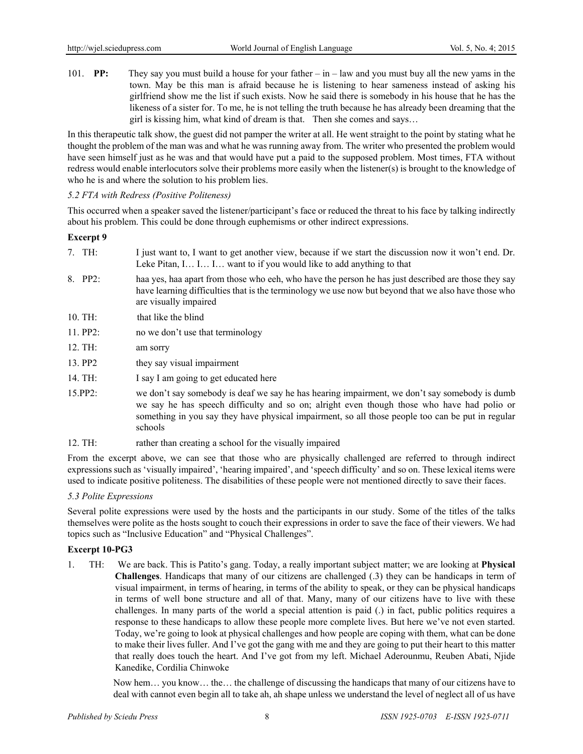101. **PP:** They say you must build a house for your father – in – law and you must buy all the new yams in the town. May be this man is afraid because he is listening to hear sameness instead of asking his girlfriend show me the list if such exists. Now he said there is somebody in his house that he has the likeness of a sister for. To me, he is not telling the truth because he has already been dreaming that the girl is kissing him, what kind of dream is that. Then she comes and says…

In this therapeutic talk show, the guest did not pamper the writer at all. He went straight to the point by stating what he thought the problem of the man was and what he was running away from. The writer who presented the problem would have seen himself just as he was and that would have put a paid to the supposed problem. Most times, FTA without redress would enable interlocutors solve their problems more easily when the listener(s) is brought to the knowledge of who he is and where the solution to his problem lies.

*5.2 FTA with Redress (Positive Politeness)*

This occurred when a speaker saved the listener/participant's face or reduced the threat to his face by talking indirectly about his problem. This could be done through euphemisms or other indirect expressions.

**Excerpt 9**

7. TH: I just want to, I want to get another view, because if we start the discussion now it won't end. Dr. Leke Pitan, I… I… I… want to if you would like to add anything to that

8. PP2: haa yes, haa apart from those who eeh, who have the person he has just described are those they say have learning difficulties that is the terminology we use now but beyond that we also have those who are visually impaired

10. TH: that like the blind

11. PP2: no we don't use that terminology

12. TH: am sorry

13. PP2 they say visual impairment

14. TH: I say I am going to get educated here

15.PP2: we don't say somebody is deaf we say he has hearing impairment, we don't say somebody is dumb we say he has speech difficulty and so on; alright even though those who have had polio or something in you say they have physical impairment, so all those people too can be put in regular schools

12. TH: rather than creating a school for the visually impaired

From the excerpt above, we can see that those who are physically challenged are referred to through indirect expressions such as 'visually impaired', 'hearing impaired', and 'speech difficulty' and so on. These lexical items were used to indicate positive politeness. The disabilities of these people were not mentioned directly to save their faces.

*5.3 Polite Expressions*

Several polite expressions were used by the hosts and the participants in our study. Some of the titles of the talks themselves were polite as the hosts sought to couch their expressions in order to save the face of their viewers. We had topics such as "Inclusive Education" and "Physical Challenges".

**Excerpt 10-PG3**

1. TH: We are back. This is Patito's gang. Today, a really important subject matter; we are looking at **Physical Challenges**. Handicaps that many of our citizens are challenged (.3) they can be handicaps in term of visual impairment, in terms of hearing, in terms of the ability to speak, or they can be physical handicaps in terms of well bone structure and all of that. Many, many of our citizens have to live with these challenges. In many parts of the world a special attention is paid (.) in fact, public politics requires a response to these handicaps to allow these people more complete lives. But here we've not even started. Today, we're going to look at physical challenges and how people are coping with them, what can be done to make their lives fuller. And I've got the gang with me and they are going to put their heart to this matter that really does touch the heart. And I've got from my left. Michael Aderounmu, Reuben Abati, Njide Kanedike, Cordilia Chinwoke

   Now hem… you know… the… the challenge of discussing the handicaps that many of our citizens have to deal with cannot even begin all to take ah, ah shape unless we understand the level of neglect all of us have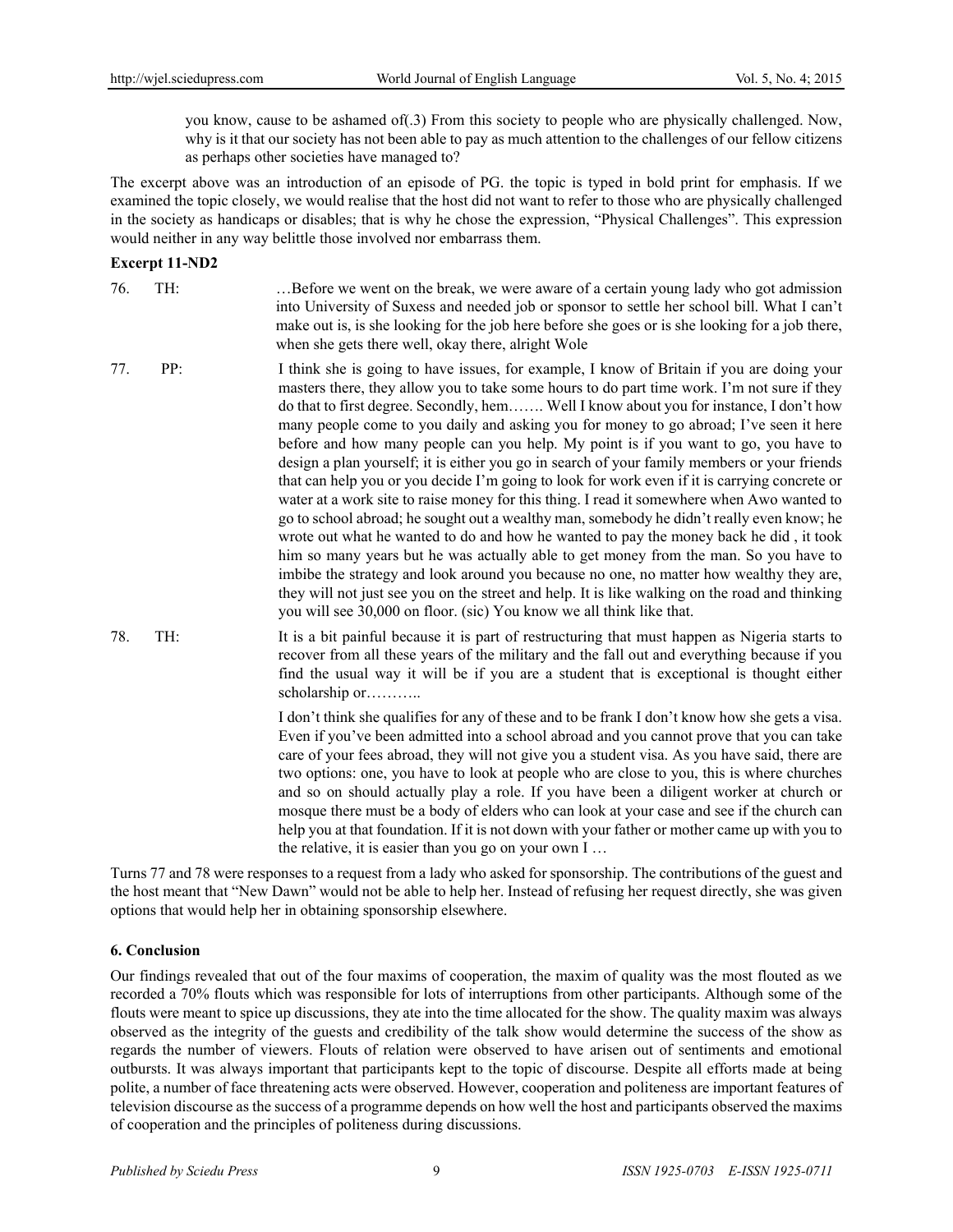you know, cause to be ashamed of(.3) From this society to people who are physically challenged. Now, why is it that our society has not been able to pay as much attention to the challenges of our fellow citizens as perhaps other societies have managed to?

The excerpt above was an introduction of an episode of PG. the topic is typed in bold print for emphasis. If we examined the topic closely, we would realise that the host did not want to refer to those who are physically challenged in the society as handicaps or disables; that is why he chose the expression, "Physical Challenges". This expression would neither in any way belittle those involved nor embarrass them.

**Excerpt 11-ND2**

76. TH: …Before we went on the break, we were aware of a certain young lady who got admission into University of Suxess and needed job or sponsor to settle her school bill. What I can't make out is, is she looking for the job here before she goes or is she looking for a job there, when she gets there well, okay there, alright Wole

77. PP: I think she is going to have issues, for example, I know of Britain if you are doing your masters there, they allow you to take some hours to do part time work. I'm not sure if they do that to first degree. Secondly, hem……. Well I know about you for instance, I don't how many people come to you daily and asking you for money to go abroad; I've seen it here before and how many people can you help. My point is if you want to go, you have to design a plan yourself; it is either you go in search of your family members or your friends that can help you or you decide I'm going to look for work even if it is carrying concrete or water at a work site to raise money for this thing. I read it somewhere when Awo wanted to go to school abroad; he sought out a wealthy man, somebody he didn't really even know; he wrote out what he wanted to do and how he wanted to pay the money back he did , it took him so many years but he was actually able to get money from the man. So you have to imbibe the strategy and look around you because no one, no matter how wealthy they are, they will not just see you on the street and help. It is like walking on the road and thinking you will see 30,000 on floor. (sic) You know we all think like that.

78. TH: It is a bit painful because it is part of restructuring that must happen as Nigeria starts to recover from all these years of the military and the fall out and everything because if you find the usual way it will be if you are a student that is exceptional is thought either scholarship or………..

    I don't think she qualifies for any of these and to be frank I don't know how she gets a visa. Even if you've been admitted into a school abroad and you cannot prove that you can take care of your fees abroad, they will not give you a student visa. As you have said, there are two options: one, you have to look at people who are close to you, this is where churches and so on should actually play a role. If you have been a diligent worker at church or mosque there must be a body of elders who can look at your case and see if the church can help you at that foundation. If it is not down with your father or mother came up with you to the relative, it is easier than you go on your own I …

Turns 77 and 78 were responses to a request from a lady who asked for sponsorship. The contributions of the guest and the host meant that "New Dawn" would not be able to help her. Instead of refusing her request directly, she was given options that would help her in obtaining sponsorship elsewhere.

## 6. Conclusion

Our findings revealed that out of the four maxims of cooperation, the maxim of quality was the most flouted as we recorded a 70% flouts which was responsible for lots of interruptions from other participants. Although some of the flouts were meant to spice up discussions, they ate into the time allocated for the show. The quality maxim was always observed as the integrity of the guests and credibility of the talk show would determine the success of the show as regards the number of viewers. Flouts of relation were observed to have arisen out of sentiments and emotional outbursts. It was always important that participants kept to the topic of discourse. Despite all efforts made at being polite, a number of face threatening acts were observed. However, cooperation and politeness are important features of television discourse as the success of a programme depends on how well the host and participants observed the maxims of cooperation and the principles of politeness during discussions.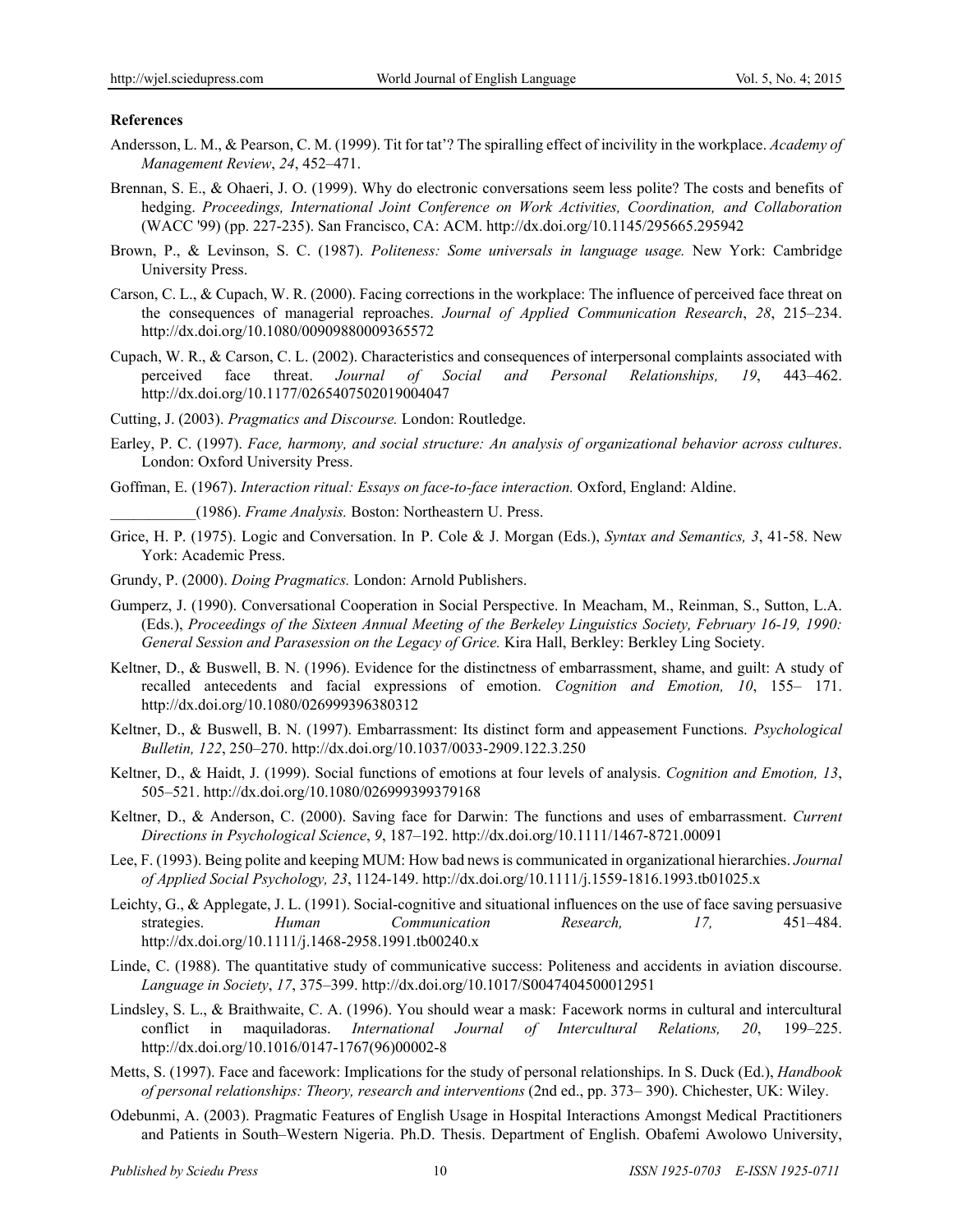**References**

Andersson, L. M., & Pearson, C. M. (1999). Tit for tat'? The spiralling effect of incivility in the workplace. *Academy of Management Review*, *24*, 452–471.

Brennan, S. E., & Ohaeri, J. O. (1999). Why do electronic conversations seem less polite? The costs and benefits of hedging. *Proceedings, International Joint Conference on Work Activities, Coordination, and Collaboration* (WACC '99) (pp. 227-235). San Francisco, CA: ACM. http://dx.doi.org/10.1145/295665.295942

Brown, P., & Levinson, S. C. (1987). *Politeness: Some universals in language usage.* New York: Cambridge University Press.

Carson, C. L., & Cupach, W. R. (2000). Facing corrections in the workplace: The influence of perceived face threat on the consequences of managerial reproaches. *Journal of Applied Communication Research*, *28*, 215–234. http://dx.doi.org/10.1080/00909880009365572

Cupach, W. R., & Carson, C. L. (2002). Characteristics and consequences of interpersonal complaints associated with perceived face threat. *Journal of Social and Personal Relationships, 19*, 443–462. http://dx.doi.org/10.1177/0265407502019004047

Cutting, J. (2003). *Pragmatics and Discourse.* London: Routledge.

Earley, P. C. (1997). *Face, harmony, and social structure: An analysis of organizational behavior across cultures*. London: Oxford University Press.

Goffman, E. (1967). *Interaction ritual: Essays on face-to-face interaction.* Oxford, England: Aldine.

___________(1986). *Frame Analysis.* Boston: Northeastern U. Press.

Grice, H. P. (1975). Logic and Conversation. In P. Cole & J. Morgan (Eds.), *Syntax and Semantics, 3*, 41-58. New York: Academic Press.

Grundy, P. (2000). *Doing Pragmatics.* London: Arnold Publishers.

Gumperz, J. (1990). Conversational Cooperation in Social Perspective. In Meacham, M., Reinman, S., Sutton, L.A. (Eds.), *Proceedings of the Sixteen Annual Meeting of the Berkeley Linguistics Society, February 16-19, 1990: General Session and Parasession on the Legacy of Grice.* Kira Hall, Berkley: Berkley Ling Society.

Keltner, D., & Buswell, B. N. (1996). Evidence for the distinctness of embarrassment, shame, and guilt: A study of recalled antecedents and facial expressions of emotion. *Cognition and Emotion, 10*, 155– 171. http://dx.doi.org/10.1080/026999396380312

Keltner, D., & Buswell, B. N. (1997). Embarrassment: Its distinct form and appeasement Functions. *Psychological Bulletin, 122*, 250–270. http://dx.doi.org/10.1037/0033-2909.122.3.250

Keltner, D., & Haidt, J. (1999). Social functions of emotions at four levels of analysis. *Cognition and Emotion, 13*, 505–521. http://dx.doi.org/10.1080/026999399379168

Keltner, D., & Anderson, C. (2000). Saving face for Darwin: The functions and uses of embarrassment. *Current Directions in Psychological Science*, *9*, 187–192. http://dx.doi.org/10.1111/1467-8721.00091

Lee, F. (1993). Being polite and keeping MUM: How bad news is communicated in organizational hierarchies. *Journal of Applied Social Psychology, 23*, 1124-149. http://dx.doi.org/10.1111/j.1559-1816.1993.tb01025.x

Leichty, G., & Applegate, J. L. (1991). Social-cognitive and situational influences on the use of face saving persuasive strategies. *Human Communication Research, 17,* 451–484. http://dx.doi.org/10.1111/j.1468-2958.1991.tb00240.x

Linde, C. (1988). The quantitative study of communicative success: Politeness and accidents in aviation discourse. *Language in Society*, *17*, 375–399. http://dx.doi.org/10.1017/S0047404500012951

Lindsley, S. L., & Braithwaite, C. A. (1996). You should wear a mask: Facework norms in cultural and intercultural conflict in maquiladoras. *International Journal of Intercultural Relations, 20*, 199–225. http://dx.doi.org/10.1016/0147-1767(96)00002-8

Metts, S. (1997). Face and facework: Implications for the study of personal relationships. In S. Duck (Ed.), *Handbook of personal relationships: Theory, research and interventions* (2nd ed., pp. 373– 390). Chichester, UK: Wiley.

Odebunmi, A. (2003). Pragmatic Features of English Usage in Hospital Interactions Amongst Medical Practitioners and Patients in South–Western Nigeria. Ph.D. Thesis. Department of English. Obafemi Awolowo University,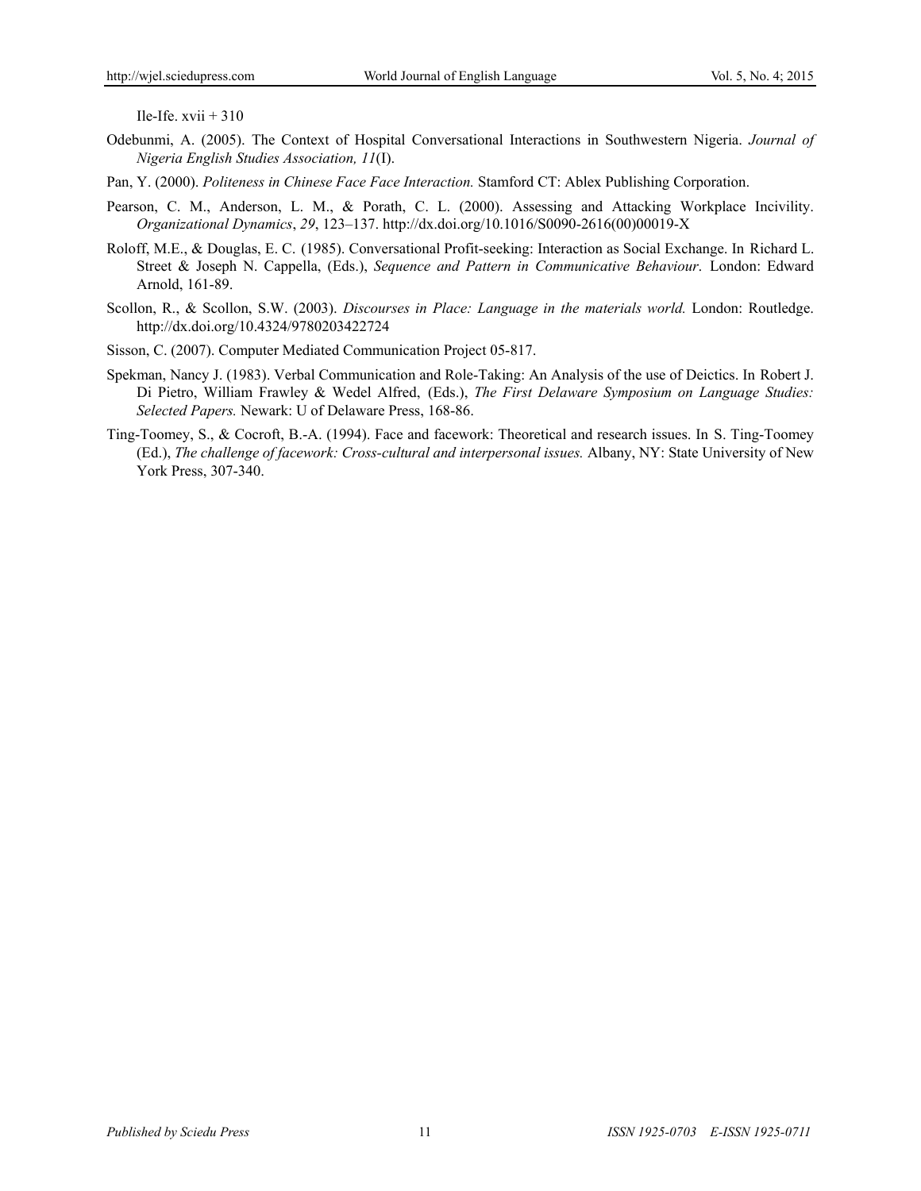Ile-Ife. xvii + 310

Odebunmi, A. (2005). The Context of Hospital Conversational Interactions in Southwestern Nigeria. *Journal of Nigeria English Studies Association, 11*(I).

Pan, Y. (2000). *Politeness in Chinese Face Face Interaction.* Stamford CT: Ablex Publishing Corporation.

Pearson, C. M., Anderson, L. M., & Porath, C. L. (2000). Assessing and Attacking Workplace Incivility. *Organizational Dynamics*, *29*, 123–137. http://dx.doi.org/10.1016/S0090-2616(00)00019-X

Roloff, M.E., & Douglas, E. C. (1985). Conversational Profit-seeking: Interaction as Social Exchange. In Richard L. Street & Joseph N. Cappella, (Eds.), *Sequence and Pattern in Communicative Behaviour*. London: Edward Arnold, 161-89.

Scollon, R., & Scollon, S.W. (2003). *Discourses in Place: Language in the materials world.* London: Routledge. http://dx.doi.org/10.4324/9780203422724

Sisson, C. (2007). Computer Mediated Communication Project 05-817.

Spekman, Nancy J. (1983). Verbal Communication and Role-Taking: An Analysis of the use of Deictics. In Robert J. Di Pietro, William Frawley & Wedel Alfred, (Eds.), *The First Delaware Symposium on Language Studies: Selected Papers.* Newark: U of Delaware Press, 168-86.

Ting-Toomey, S., & Cocroft, B.-A. (1994). Face and facework: Theoretical and research issues. In S. Ting-Toomey (Ed.), *The challenge of facework: Cross-cultural and interpersonal issues.* Albany, NY: State University of New York Press, 307-340.